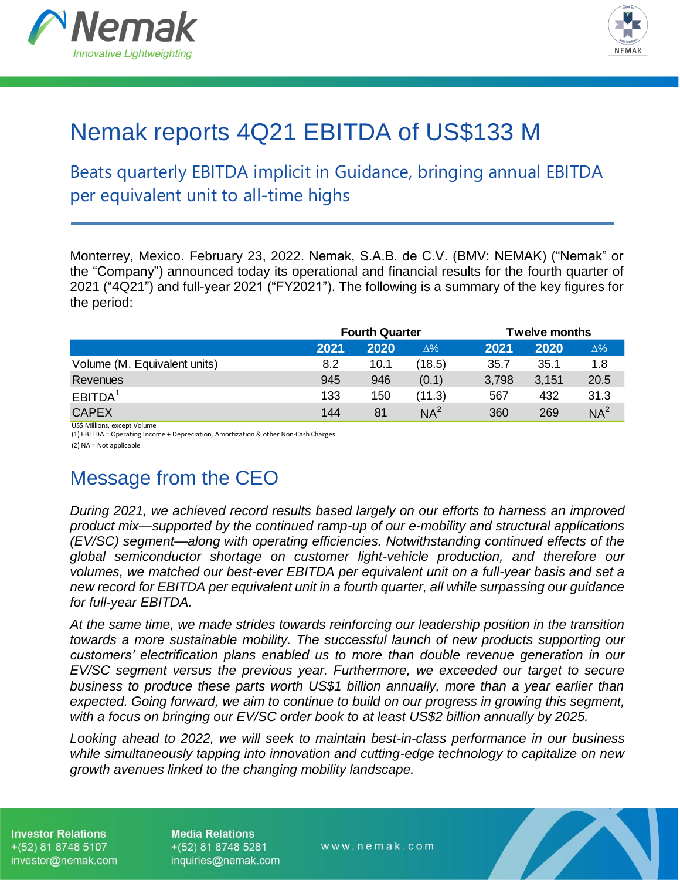# Nemak reports 4Q21 EBITDA of US$133 M

## Beats quarterly EBITDA implicit in Guidance, bringing annual EBITDA per equivalent unit to all-time highs

Monterrey, Mexico. February 23, 2022. Nemak, S.A.B. de C.V. (BMV: NEMAK) ("Nemak" or the "Company") announced today its operational and financial results for the fourth quarter of 2021 ("4Q21") and full-year 2021 ("FY2021"). The following is a summary of the key figures for the period:

| | Fourth Quarter | | | Twelve months | | |
|---|---|---|---|---|---|---|
| | 2021 | 2020 | Δ% | 2021 | 2020 | Δ% |
| Volume (M. Equivalent units) | 8.2 | 10.1 | (18.5) | 35.7 | 35.1 | 1.8 |
| Revenues | 945 | 946 | (0.1) | 3,798 | 3,151 | 20.5 |
| EBITDA[1] | 133 | 150 | (11.3) | 567 | 432 | 31.3 |
| CAPEX | 144 | 81 | NA[2] | 360 | 269 | NA[2] |

US$ Millions, except Volume

(1) EBITDA = Operating Income + Depreciation, Amortization & other Non-Cash Charges

(2) NA = Not applicable

## Message from the CEO

*During 2021, we achieved record results based largely on our efforts to harness an improved product mix—supported by the continued ramp-up of our e-mobility and structural applications (EV/SC) segment—along with operating efficiencies. Notwithstanding continued effects of the global semiconductor shortage on customer light-vehicle production, and therefore our volumes, we matched our best-ever EBITDA per equivalent unit on a full-year basis and set a new record for EBITDA per equivalent unit in a fourth quarter, all while surpassing our guidance for full-year EBITDA.*

*At the same time, we made strides towards reinforcing our leadership position in the transition towards a more sustainable mobility. The successful launch of new products supporting our customers' electrification plans enabled us to more than double revenue generation in our EV/SC segment versus the previous year. Furthermore, we exceeded our target to secure business to produce these parts worth US$1 billion annually, more than a year earlier than expected. Going forward, we aim to continue to build on our progress in growing this segment, with a focus on bringing our EV/SC order book to at least US$2 billion annually by 2025.*

*Looking ahead to 2022, we will seek to maintain best-in-class performance in our business while simultaneously tapping into innovation and cutting-edge technology to capitalize on new growth avenues linked to the changing mobility landscape.*

**Investor Relations**
+(52) 81 8748 5107
investor@nemak.com

**Media Relations**
+(52) 81 8748 5281
inquiries@nemak.com

www.nemak.com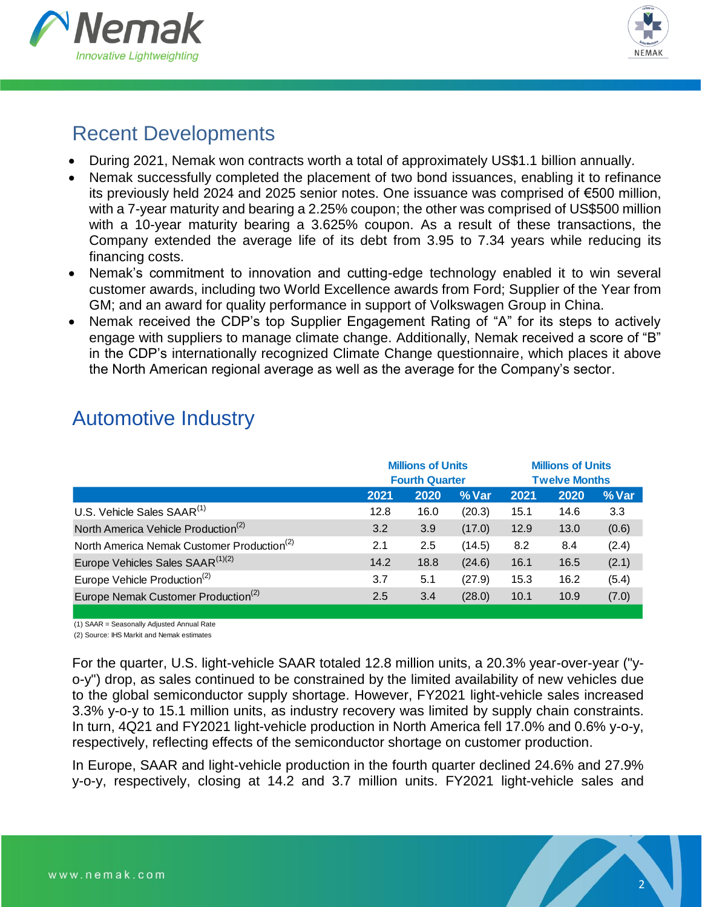## Recent Developments

- During 2021, Nemak won contracts worth a total of approximately US$1.1 billion annually.
- Nemak successfully completed the placement of two bond issuances, enabling it to refinance its previously held 2024 and 2025 senior notes. One issuance was comprised of €500 million, with a 7-year maturity and bearing a 2.25% coupon; the other was comprised of US$500 million with a 10-year maturity bearing a 3.625% coupon. As a result of these transactions, the Company extended the average life of its debt from 3.95 to 7.34 years while reducing its financing costs.
- Nemak's commitment to innovation and cutting-edge technology enabled it to win several customer awards, including two World Excellence awards from Ford; Supplier of the Year from GM; and an award for quality performance in support of Volkswagen Group in China.
- Nemak received the CDP's top Supplier Engagement Rating of "A" for its steps to actively engage with suppliers to manage climate change. Additionally, Nemak received a score of "B" in the CDP's internationally recognized Climate Change questionnaire, which places it above the North American regional average as well as the average for the Company's sector.

## Automotive Industry

| | Millions of Units Fourth Quarter | | | Millions of Units Twelve Months | | |
|---|---|---|---|---|---|---|
| | 2021 | 2020 | % Var | 2021 | 2020 | % Var |
| U.S. Vehicle Sales SAAR[1] | 12.8 | 16.0 | (20.3) | 15.1 | 14.6 | 3.3 |
| North America Vehicle Production[2] | 3.2 | 3.9 | (17.0) | 12.9 | 13.0 | (0.6) |
| North America Nemak Customer Production[2] | 2.1 | 2.5 | (14.5) | 8.2 | 8.4 | (2.4) |
| Europe Vehicles Sales SAAR[1][2] | 14.2 | 18.8 | (24.6) | 16.1 | 16.5 | (2.1) |
| Europe Vehicle Production[2] | 3.7 | 5.1 | (27.9) | 15.3 | 16.2 | (5.4) |
| Europe Nemak Customer Production[2] | 2.5 | 3.4 | (28.0) | 10.1 | 10.9 | (7.0) |

(1) SAAR = Seasonally Adjusted Annual Rate
(2) Source: IHS Markit and Nemak estimates

For the quarter, U.S. light-vehicle SAAR totaled 12.8 million units, a 20.3% year-over-year ("y-o-y") drop, as sales continued to be constrained by the limited availability of new vehicles due to the global semiconductor supply shortage. However, FY2021 light-vehicle sales increased 3.3% y-o-y to 15.1 million units, as industry recovery was limited by supply chain constraints. In turn, 4Q21 and FY2021 light-vehicle production in North America fell 17.0% and 0.6% y-o-y, respectively, reflecting effects of the semiconductor shortage on customer production.

In Europe, SAAR and light-vehicle production in the fourth quarter declined 24.6% and 27.9% y-o-y, respectively, closing at 14.2 and 3.7 million units. FY2021 light-vehicle sales and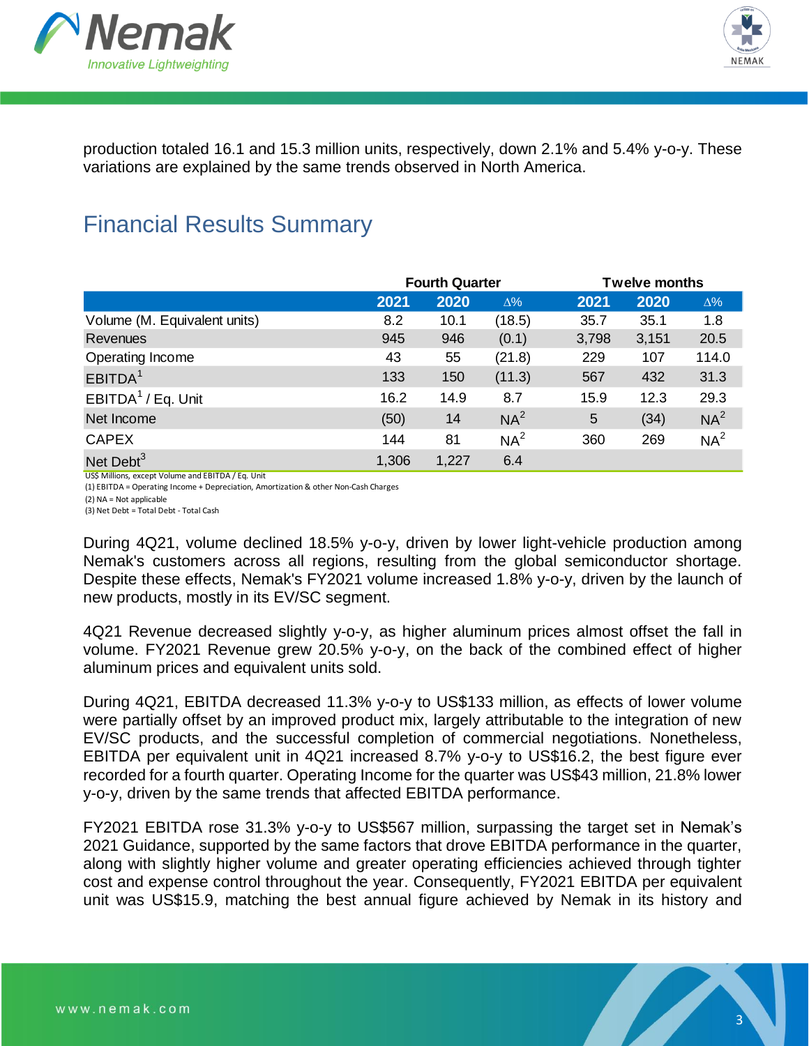production totaled 16.1 and 15.3 million units, respectively, down 2.1% and 5.4% y-o-y. These variations are explained by the same trends observed in North America.

## Financial Results Summary

| | Fourth Quarter | | | Twelve months | | |
|---|---|---|---|---|---|---|
| | **2021** | **2020** | **Δ%** | **2021** | **2020** | **Δ%** |
| Volume (M. Equivalent units) | 8.2 | 10.1 | (18.5) | 35.7 | 35.1 | 1.8 |
| Revenues | 945 | 946 | (0.1) | 3,798 | 3,151 | 20.5 |
| Operating Income | 43 | 55 | (21.8) | 229 | 107 | 114.0 |
| EBITDA[1] | 133 | 150 | (11.3) | 567 | 432 | 31.3 |
| EBITDA[1] / Eq. Unit | 16.2 | 14.9 | 8.7 | 15.9 | 12.3 | 29.3 |
| Net Income | (50) | 14 | NA[2] | 5 | (34) | NA[2] |
| CAPEX | 144 | 81 | NA[2] | 360 | 269 | NA[2] |
| Net Debt[3] | 1,306 | 1,227 | 6.4 | | | |

US$ Millions, except Volume and EBITDA / Eq. Unit

(1) EBITDA = Operating Income + Depreciation, Amortization & other Non-Cash Charges

(2) NA = Not applicable

(3) Net Debt = Total Debt - Total Cash

During 4Q21, volume declined 18.5% y-o-y, driven by lower light-vehicle production among Nemak's customers across all regions, resulting from the global semiconductor shortage. Despite these effects, Nemak's FY2021 volume increased 1.8% y-o-y, driven by the launch of new products, mostly in its EV/SC segment.

4Q21 Revenue decreased slightly y-o-y, as higher aluminum prices almost offset the fall in volume. FY2021 Revenue grew 20.5% y-o-y, on the back of the combined effect of higher aluminum prices and equivalent units sold.

During 4Q21, EBITDA decreased 11.3% y-o-y to US$133 million, as effects of lower volume were partially offset by an improved product mix, largely attributable to the integration of new EV/SC products, and the successful completion of commercial negotiations. Nonetheless, EBITDA per equivalent unit in 4Q21 increased 8.7% y-o-y to US$16.2, the best figure ever recorded for a fourth quarter. Operating Income for the quarter was US$43 million, 21.8% lower y-o-y, driven by the same trends that affected EBITDA performance.

FY2021 EBITDA rose 31.3% y-o-y to US$567 million, surpassing the target set in Nemak's 2021 Guidance, supported by the same factors that drove EBITDA performance in the quarter, along with slightly higher volume and greater operating efficiencies achieved through tighter cost and expense control throughout the year. Consequently, FY2021 EBITDA per equivalent unit was US$15.9, matching the best annual figure achieved by Nemak in its history and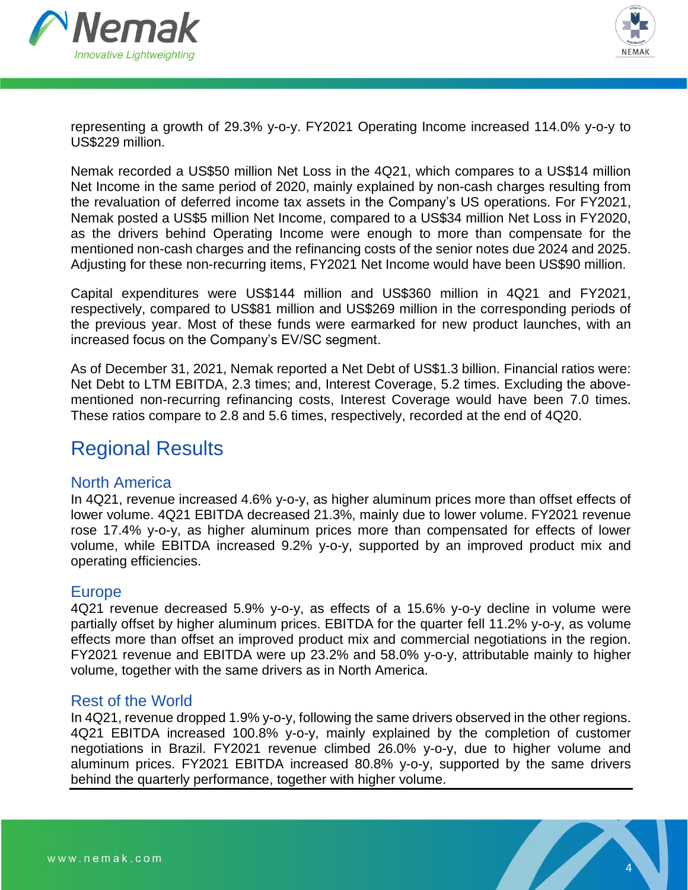representing a growth of 29.3% y-o-y. FY2021 Operating Income increased 114.0% y-o-y to US$229 million.

Nemak recorded a US$50 million Net Loss in the 4Q21, which compares to a US$14 million Net Income in the same period of 2020, mainly explained by non-cash charges resulting from the revaluation of deferred income tax assets in the Company's US operations. For FY2021, Nemak posted a US$5 million Net Income, compared to a US$34 million Net Loss in FY2020, as the drivers behind Operating Income were enough to more than compensate for the mentioned non-cash charges and the refinancing costs of the senior notes due 2024 and 2025. Adjusting for these non-recurring items, FY2021 Net Income would have been US$90 million.

Capital expenditures were US$144 million and US$360 million in 4Q21 and FY2021, respectively, compared to US$81 million and US$269 million in the corresponding periods of the previous year. Most of these funds were earmarked for new product launches, with an increased focus on the Company's EV/SC segment.

As of December 31, 2021, Nemak reported a Net Debt of US$1.3 billion. Financial ratios were: Net Debt to LTM EBITDA, 2.3 times; and, Interest Coverage, 5.2 times. Excluding the above-mentioned non-recurring refinancing costs, Interest Coverage would have been 7.0 times. These ratios compare to 2.8 and 5.6 times, respectively, recorded at the end of 4Q20.

# Regional Results

## North America

In 4Q21, revenue increased 4.6% y-o-y, as higher aluminum prices more than offset effects of lower volume. 4Q21 EBITDA decreased 21.3%, mainly due to lower volume. FY2021 revenue rose 17.4% y-o-y, as higher aluminum prices more than compensated for effects of lower volume, while EBITDA increased 9.2% y-o-y, supported by an improved product mix and operating efficiencies.

## Europe

4Q21 revenue decreased 5.9% y-o-y, as effects of a 15.6% y-o-y decline in volume were partially offset by higher aluminum prices. EBITDA for the quarter fell 11.2% y-o-y, as volume effects more than offset an improved product mix and commercial negotiations in the region. FY2021 revenue and EBITDA were up 23.2% and 58.0% y-o-y, attributable mainly to higher volume, together with the same drivers as in North America.

## Rest of the World

In 4Q21, revenue dropped 1.9% y-o-y, following the same drivers observed in the other regions. 4Q21 EBITDA increased 100.8% y-o-y, mainly explained by the completion of customer negotiations in Brazil. FY2021 revenue climbed 26.0% y-o-y, due to higher volume and aluminum prices. FY2021 EBITDA increased 80.8% y-o-y, supported by the same drivers behind the quarterly performance, together with higher volume.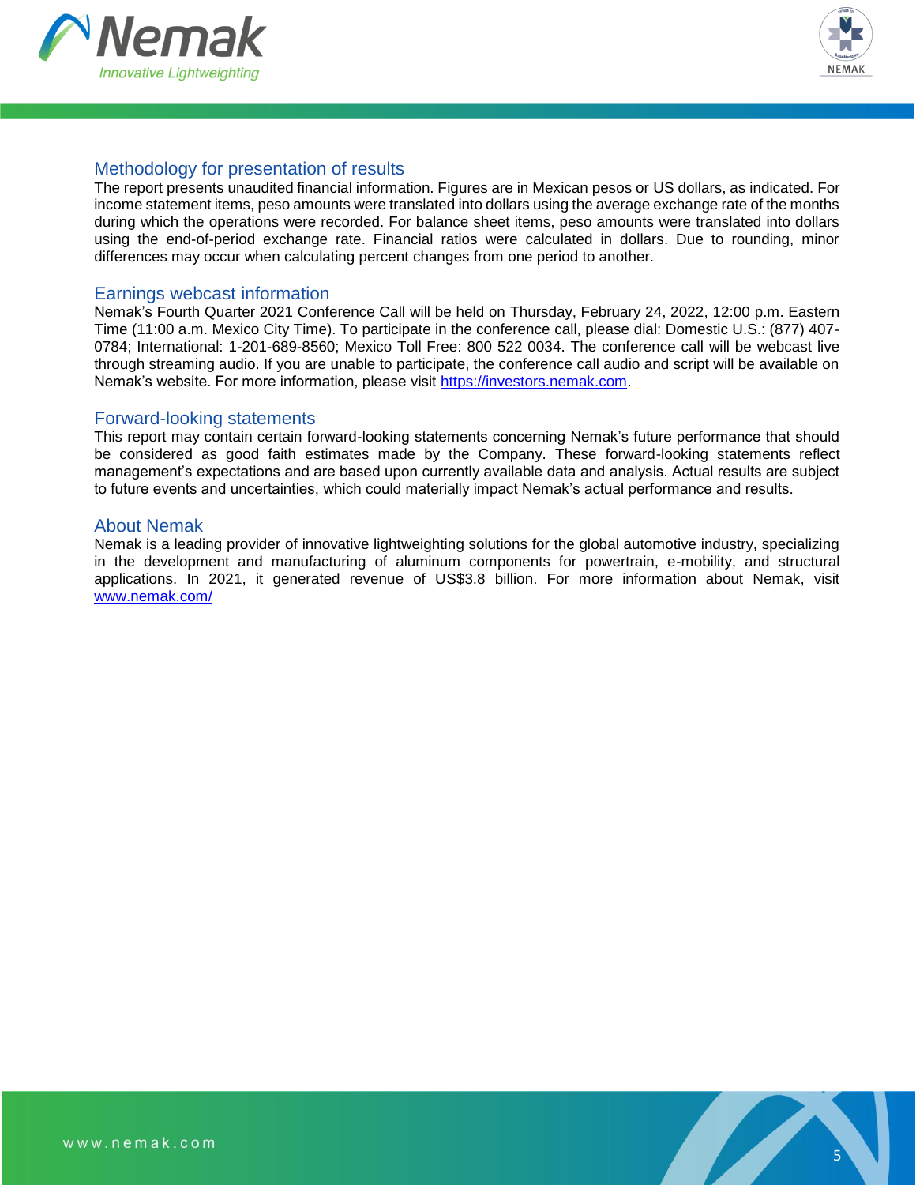## Methodology for presentation of results

The report presents unaudited financial information. Figures are in Mexican pesos or US dollars, as indicated. For income statement items, peso amounts were translated into dollars using the average exchange rate of the months during which the operations were recorded. For balance sheet items, peso amounts were translated into dollars using the end-of-period exchange rate. Financial ratios were calculated in dollars. Due to rounding, minor differences may occur when calculating percent changes from one period to another.

## Earnings webcast information

Nemak's Fourth Quarter 2021 Conference Call will be held on Thursday, February 24, 2022, 12:00 p.m. Eastern Time (11:00 a.m. Mexico City Time). To participate in the conference call, please dial: Domestic U.S.: (877) 407-0784; International: 1-201-689-8560; Mexico Toll Free: 800 522 0034. The conference call will be webcast live through streaming audio. If you are unable to participate, the conference call audio and script will be available on Nemak's website. For more information, please visit https://investors.nemak.com.

## Forward-looking statements

This report may contain certain forward-looking statements concerning Nemak's future performance that should be considered as good faith estimates made by the Company. These forward-looking statements reflect management's expectations and are based upon currently available data and analysis. Actual results are subject to future events and uncertainties, which could materially impact Nemak's actual performance and results.

## About Nemak

Nemak is a leading provider of innovative lightweighting solutions for the global automotive industry, specializing in the development and manufacturing of aluminum components for powertrain, e-mobility, and structural applications. In 2021, it generated revenue of US$3.8 billion. For more information about Nemak, visit www.nemak.com/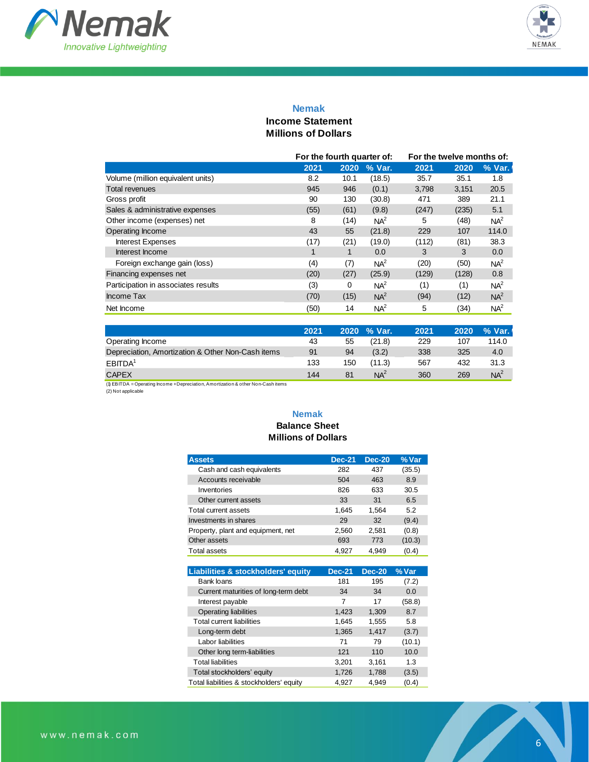## Nemak

### Income Statement
### Millions of Dollars

| | For the fourth quarter of: | | | For the twelve months of: | | |
|---|---|---|---|---|---|---|
| | 2021 | 2020 | % Var. | 2021 | 2020 | % Var. |
| Volume (million equivalent units) | 8.2 | 10.1 | (18.5) | 35.7 | 35.1 | 1.8 |
| Total revenues | 945 | 946 | (0.1) | 3,798 | 3,151 | 20.5 |
| Gross profit | 90 | 130 | (30.8) | 471 | 389 | 21.1 |
| Sales & administrative expenses | (55) | (61) | (9.8) | (247) | (235) | 5.1 |
| Other income (expenses) net | 8 | (14) | NA[2] | 5 | (48) | NA[2] |
| Operating Income | 43 | 55 | (21.8) | 229 | 107 | 114.0 |
| Interest Expenses | (17) | (21) | (19.0) | (112) | (81) | 38.3 |
| Interest Income | 1 | 1 | 0.0 | 3 | 3 | 0.0 |
| Foreign exchange gain (loss) | (4) | (7) | NA[2] | (20) | (50) | NA[2] |
| Financing expenses net | (20) | (27) | (25.9) | (129) | (128) | 0.8 |
| Participation in associates results | (3) | 0 | NA[2] | (1) | (1) | NA[2] |
| Income Tax | (70) | (15) | NA[2] | (94) | (12) | NA[2] |
| Net Income | (50) | 14 | NA[2] | 5 | (34) | NA[2] |

| | 2021 | 2020 | % Var. | 2021 | 2020 | % Var. |
|---|---|---|---|---|---|---|
| Operating Income | 43 | 55 | (21.8) | 229 | 107 | 114.0 |
| Depreciation, Amortization & Other Non-Cash items | 91 | 94 | (3.2) | 338 | 325 | 4.0 |
| EBITDA[1] | 133 | 150 | (11.3) | 567 | 432 | 31.3 |
| CAPEX | 144 | 81 | NA[2] | 360 | 269 | NA[2] |

(1) EBITDA = Operating Income + Depreciation, Amortization & other Non-Cash items
(2) Not applicable

## Nemak

### Balance Sheet
### Millions of Dollars

| Assets | Dec-21 | Dec-20 | % Var |
|---|---|---|---|
| Cash and cash equivalents | 282 | 437 | (35.5) |
| Accounts receivable | 504 | 463 | 8.9 |
| Inventories | 826 | 633 | 30.5 |
| Other current assets | 33 | 31 | 6.5 |
| Total current assets | 1,645 | 1,564 | 5.2 |
| Investments in shares | 29 | 32 | (9.4) |
| Property, plant and equipment, net | 2,560 | 2,581 | (0.8) |
| Other assets | 693 | 773 | (10.3) |
| Total assets | 4,927 | 4,949 | (0.4) |

| Liabilities & stockholders' equity | Dec-21 | Dec-20 | % Var |
|---|---|---|---|
| Bank loans | 181 | 195 | (7.2) |
| Current maturities of long-term debt | 34 | 34 | 0.0 |
| Interest payable | 7 | 17 | (58.8) |
| Operating liabilities | 1,423 | 1,309 | 8.7 |
| Total current liabilities | 1,645 | 1,555 | 5.8 |
| Long-term debt | 1,365 | 1,417 | (3.7) |
| Labor liabilities | 71 | 79 | (10.1) |
| Other long term-liabilities | 121 | 110 | 10.0 |
| Total liabilities | 3,201 | 3,161 | 1.3 |
| Total stockholders' equity | 1,726 | 1,788 | (3.5) |
| Total liabilities & stockholders' equity | 4,927 | 4,949 | (0.4) |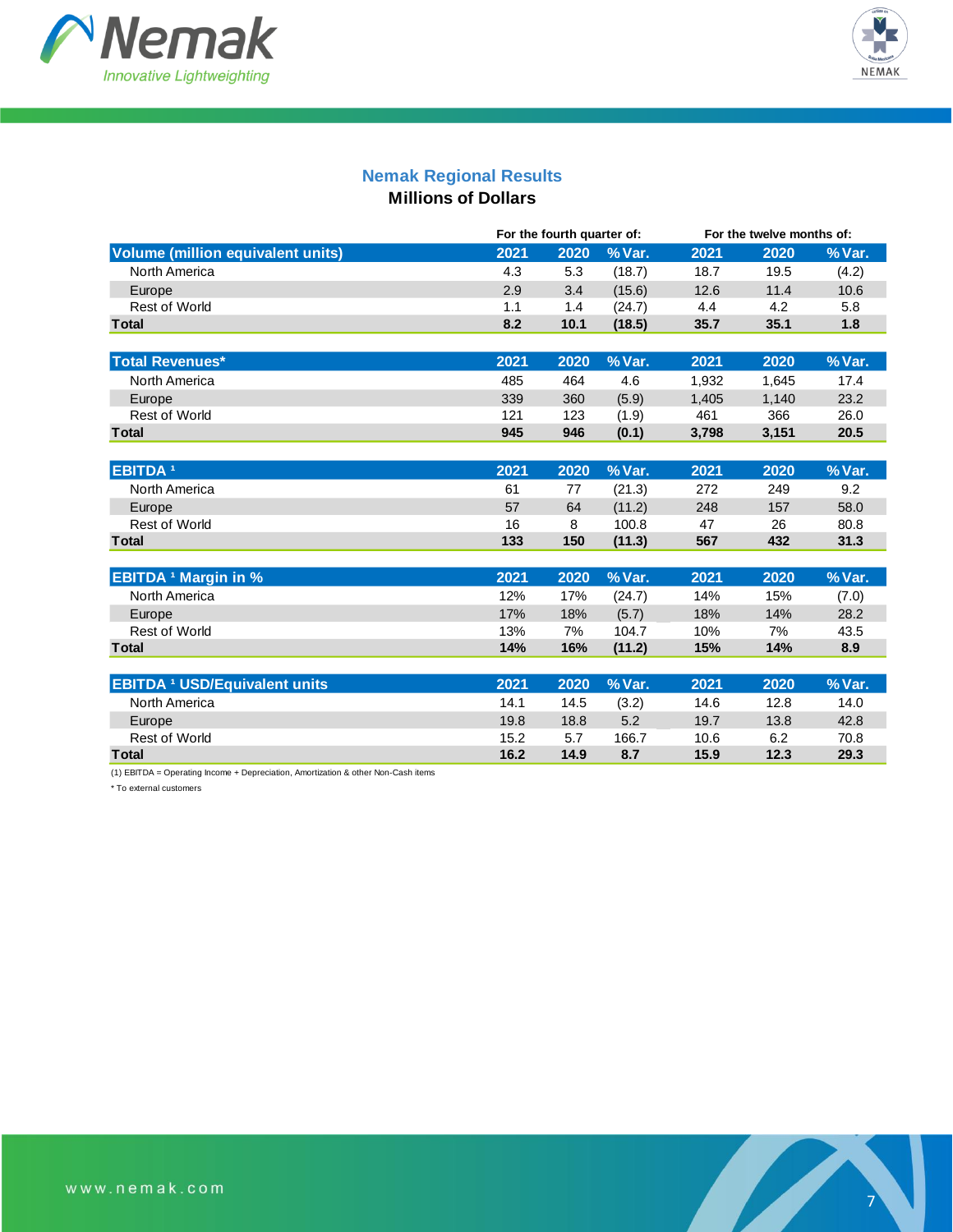## Nemak Regional Results

**Millions of Dollars**

| | For the fourth quarter of: | | | For the twelve months of: | | |
|---|---|---|---|---|---|---|
| **Volume (million equivalent units)** | **2021** | **2020** | **% Var.** | **2021** | **2020** | **% Var.** |
| North America | 4.3 | 5.3 | (18.7) | 18.7 | 19.5 | (4.2) |
| Europe | 2.9 | 3.4 | (15.6) | 12.6 | 11.4 | 10.6 |
| Rest of World | 1.1 | 1.4 | (24.7) | 4.4 | 4.2 | 5.8 |
| **Total** | **8.2** | **10.1** | **(18.5)** | **35.7** | **35.1** | **1.8** |
| **Total Revenues*** | **2021** | **2020** | **% Var.** | **2021** | **2020** | **% Var.** |
| North America | 485 | 464 | 4.6 | 1,932 | 1,645 | 17.4 |
| Europe | 339 | 360 | (5.9) | 1,405 | 1,140 | 23.2 |
| Rest of World | 121 | 123 | (1.9) | 461 | 366 | 26.0 |
| **Total** | **945** | **946** | **(0.1)** | **3,798** | **3,151** | **20.5** |
| **EBITDA [1]** | **2021** | **2020** | **% Var.** | **2021** | **2020** | **% Var.** |
| North America | 61 | 77 | (21.3) | 272 | 249 | 9.2 |
| Europe | 57 | 64 | (11.2) | 248 | 157 | 58.0 |
| Rest of World | 16 | 8 | 100.8 | 47 | 26 | 80.8 |
| **Total** | **133** | **150** | **(11.3)** | **567** | **432** | **31.3** |
| **EBITDA [1] Margin in %** | **2021** | **2020** | **% Var.** | **2021** | **2020** | **% Var.** |
| North America | 12% | 17% | (24.7) | 14% | 15% | (7.0) |
| Europe | 17% | 18% | (5.7) | 18% | 14% | 28.2 |
| Rest of World | 13% | 7% | 104.7 | 10% | 7% | 43.5 |
| **Total** | **14%** | **16%** | **(11.2)** | **15%** | **14%** | **8.9** |
| **EBITDA [1] USD/Equivalent units** | **2021** | **2020** | **% Var.** | **2021** | **2020** | **% Var.** |
| North America | 14.1 | 14.5 | (3.2) | 14.6 | 12.8 | 14.0 |
| Europe | 19.8 | 18.8 | 5.2 | 19.7 | 13.8 | 42.8 |
| Rest of World | 15.2 | 5.7 | 166.7 | 10.6 | 6.2 | 70.8 |
| **Total** | **16.2** | **14.9** | **8.7** | **15.9** | **12.3** | **29.3** |

(1) EBITDA = Operating Income + Depreciation, Amortization & other Non-Cash items

* To external customers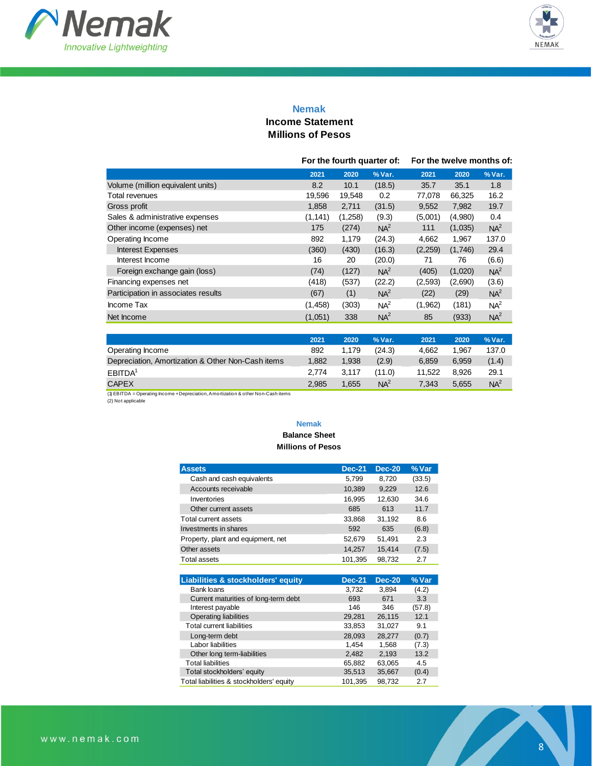## Nemak
### Income Statement
### Millions of Pesos

| | For the fourth quarter of: | | | For the twelve months of: | | |
|---|---|---|---|---|---|---|
| | 2021 | 2020 | % Var. | 2021 | 2020 | % Var. |
| Volume (million equivalent units) | 8.2 | 10.1 | (18.5) | 35.7 | 35.1 | 1.8 |
| Total revenues | 19,596 | 19,548 | 0.2 | 77,078 | 66,325 | 16.2 |
| Gross profit | 1,858 | 2,711 | (31.5) | 9,552 | 7,982 | 19.7 |
| Sales & administrative expenses | (1,141) | (1,258) | (9.3) | (5,001) | (4,980) | 0.4 |
| Other income (expenses) net | 175 | (274) | NA[2] | 111 | (1,035) | NA[2] |
| Operating Income | 892 | 1,179 | (24.3) | 4,662 | 1,967 | 137.0 |
| Interest Expenses | (360) | (430) | (16.3) | (2,259) | (1,746) | 29.4 |
| Interest Income | 16 | 20 | (20.0) | 71 | 76 | (6.6) |
| Foreign exchange gain (loss) | (74) | (127) | NA[2] | (405) | (1,020) | NA[2] |
| Financing expenses net | (418) | (537) | (22.2) | (2,593) | (2,690) | (3.6) |
| Participation in associates results | (67) | (1) | NA[2] | (22) | (29) | NA[2] |
| Income Tax | (1,458) | (303) | NA[2] | (1,962) | (181) | NA[2] |
| Net Income | (1,051) | 338 | NA[2] | 85 | (933) | NA[2] |

| | 2021 | 2020 | % Var. | 2021 | 2020 | % Var. |
|---|---|---|---|---|---|---|
| Operating Income | 892 | 1,179 | (24.3) | 4,662 | 1,967 | 137.0 |
| Depreciation, Amortization & Other Non-Cash items | 1,882 | 1,938 | (2.9) | 6,859 | 6,959 | (1.4) |
| EBITDA[1] | 2,774 | 3,117 | (11.0) | 11,522 | 8,926 | 29.1 |
| CAPEX | 2,985 | 1,655 | NA[2] | 7,343 | 5,655 | NA[2] |

(1) EBITDA = Operating Income + Depreciation, Amortization & other Non-Cash items
(2) Not applicable

## Nemak
### Balance Sheet
### Millions of Pesos

| Assets | Dec-21 | Dec-20 | % Var |
|---|---|---|---|
| Cash and cash equivalents | 5,799 | 8,720 | (33.5) |
| Accounts receivable | 10,389 | 9,229 | 12.6 |
| Inventories | 16,995 | 12,630 | 34.6 |
| Other current assets | 685 | 613 | 11.7 |
| Total current assets | 33,868 | 31,192 | 8.6 |
| Investments in shares | 592 | 635 | (6.8) |
| Property, plant and equipment, net | 52,679 | 51,491 | 2.3 |
| Other assets | 14,257 | 15,414 | (7.5) |
| Total assets | 101,395 | 98,732 | 2.7 |

| Liabilities & stockholders' equity | Dec-21 | Dec-20 | % Var |
|---|---|---|---|
| Bank loans | 3,732 | 3,894 | (4.2) |
| Current maturities of long-term debt | 693 | 671 | 3.3 |
| Interest payable | 146 | 346 | (57.8) |
| Operating liabilities | 29,281 | 26,115 | 12.1 |
| Total current liabilities | 33,853 | 31,027 | 9.1 |
| Long-term debt | 28,093 | 28,277 | (0.7) |
| Labor liabilities | 1,454 | 1,568 | (7.3) |
| Other long term-liabilities | 2,482 | 2,193 | 13.2 |
| Total liabilities | 65,882 | 63,065 | 4.5 |
| Total stockholders' equity | 35,513 | 35,667 | (0.4) |
| Total liabilities & stockholders' equity | 101,395 | 98,732 | 2.7 |